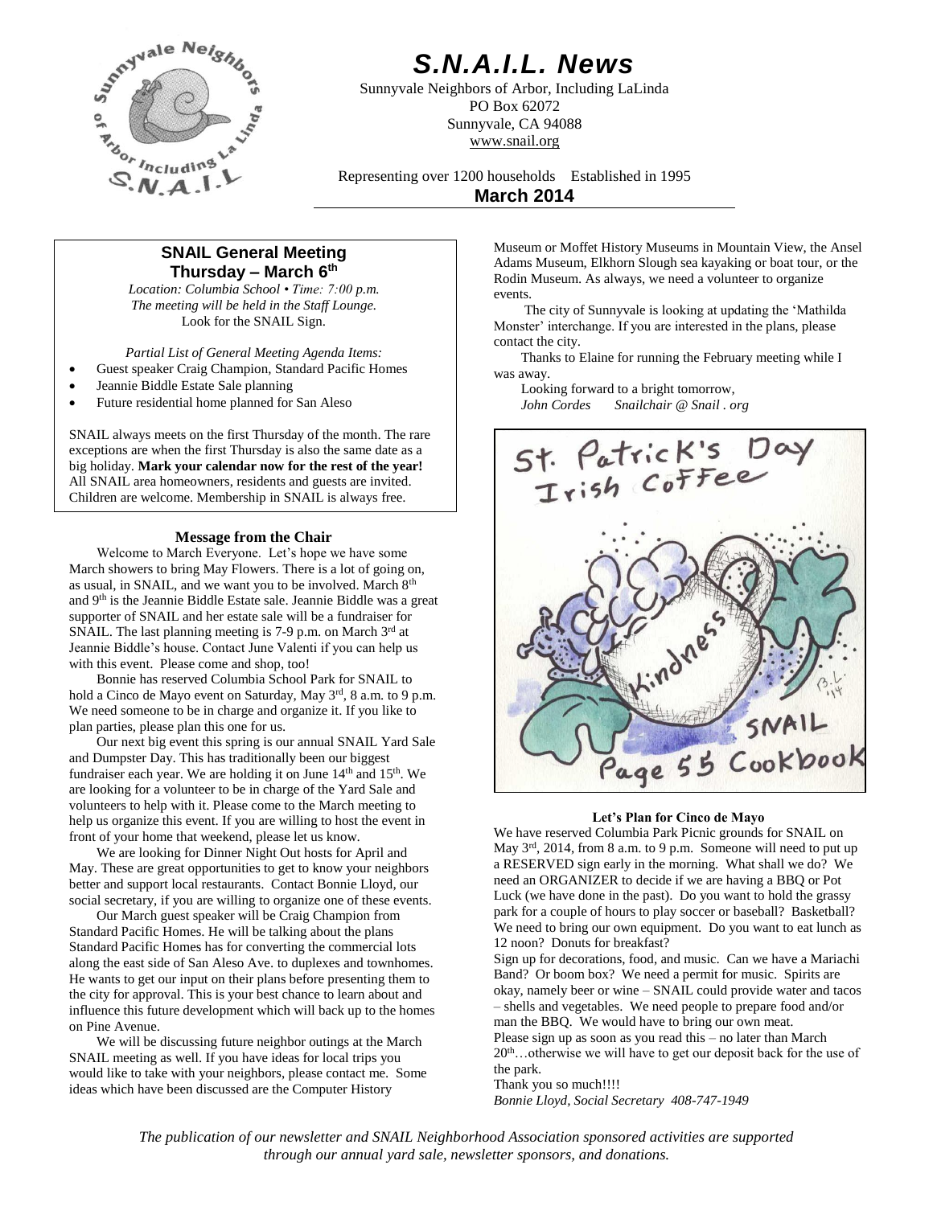# *S.N.A.I.L. News*

Sunnyvale Neighbors of Arbor, Including LaLinda
PO Box 62072
Sunnyvale, CA 94088
www.snail.org

Representing over 1200 households    Established in 1995

**March 2014**

## SNAIL General Meeting
### Thursday – March 6th

*Location: Columbia School • Time: 7:00 p.m.*
*The meeting will be held in the Staff Lounge.*
Look for the SNAIL Sign.

*Partial List of General Meeting Agenda Items:*

- Guest speaker Craig Champion, Standard Pacific Homes
- Jeannie Biddle Estate Sale planning
- Future residential home planned for San Aleso

SNAIL always meets on the first Thursday of the month. The rare exceptions are when the first Thursday is also the same date as a big holiday. **Mark your calendar now for the rest of the year!** All SNAIL area homeowners, residents and guests are invited. Children are welcome. Membership in SNAIL is always free.

### Message from the Chair

Welcome to March Everyone. Let's hope we have some March showers to bring May Flowers. There is a lot of going on, as usual, in SNAIL, and we want you to be involved. March 8th and 9th is the Jeannie Biddle Estate sale. Jeannie Biddle was a great supporter of SNAIL and her estate sale will be a fundraiser for SNAIL. The last planning meeting is 7-9 p.m. on March 3rd at Jeannie Biddle's house. Contact June Valenti if you can help us with this event. Please come and shop, too!

Bonnie has reserved Columbia School Park for SNAIL to hold a Cinco de Mayo event on Saturday, May 3rd, 8 a.m. to 9 p.m. We need someone to be in charge and organize it. If you like to plan parties, please plan this one for us.

Our next big event this spring is our annual SNAIL Yard Sale and Dumpster Day. This has traditionally been our biggest fundraiser each year. We are holding it on June 14th and 15th. We are looking for a volunteer to be in charge of the Yard Sale and volunteers to help with it. Please come to the March meeting to help us organize this event. If you are willing to host the event in front of your home that weekend, please let us know.

We are looking for Dinner Night Out hosts for April and May. These are great opportunities to get to know your neighbors better and support local restaurants. Contact Bonnie Lloyd, our social secretary, if you are willing to organize one of these events.

Our March guest speaker will be Craig Champion from Standard Pacific Homes. He will be talking about the plans Standard Pacific Homes has for converting the commercial lots along the east side of San Aleso Ave. to duplexes and townhomes. He wants to get our input on their plans before presenting them to the city for approval. This is your best chance to learn about and influence this future development which will back up to the homes on Pine Avenue.

We will be discussing future neighbor outings at the March SNAIL meeting as well. If you have ideas for local trips you would like to take with your neighbors, please contact me. Some ideas which have been discussed are the Computer History Museum or Moffet History Museums in Mountain View, the Ansel Adams Museum, Elkhorn Slough sea kayaking or boat tour, or the Rodin Museum. As always, we need a volunteer to organize events.

The city of Sunnyvale is looking at updating the 'Mathilda Monster' interchange. If you are interested in the plans, please contact the city.

Thanks to Elaine for running the February meeting while I was away.

Looking forward to a bright tomorrow,
*John Cordes    Snailchair @ Snail . org*

St. Patrick's Day Irish Coffee
Kindness
SNAIL Page 55 Cookbook

### Let's Plan for Cinco de Mayo

We have reserved Columbia Park Picnic grounds for SNAIL on May 3rd, 2014, from 8 a.m. to 9 p.m. Someone will need to put up a RESERVED sign early in the morning. What shall we do? We need an ORGANIZER to decide if we are having a BBQ or Pot Luck (we have done in the past). Do you want to hold the grassy park for a couple of hours to play soccer or baseball? Basketball? We need to bring our own equipment. Do you want to eat lunch as 12 noon? Donuts for breakfast?

Sign up for decorations, food, and music. Can we have a Mariachi Band? Or boom box? We need a permit for music. Spirits are okay, namely beer or wine – SNAIL could provide water and tacos – shells and vegetables. We need people to prepare food and/or man the BBQ. We would have to bring our own meat.

Please sign up as soon as you read this – no later than March 20th…otherwise we will have to get our deposit back for the use of the park.

Thank you so much!!!!
*Bonnie Lloyd, Social Secretary 408-747-1949*

*The publication of our newsletter and SNAIL Neighborhood Association sponsored activities are supported through our annual yard sale, newsletter sponsors, and donations.*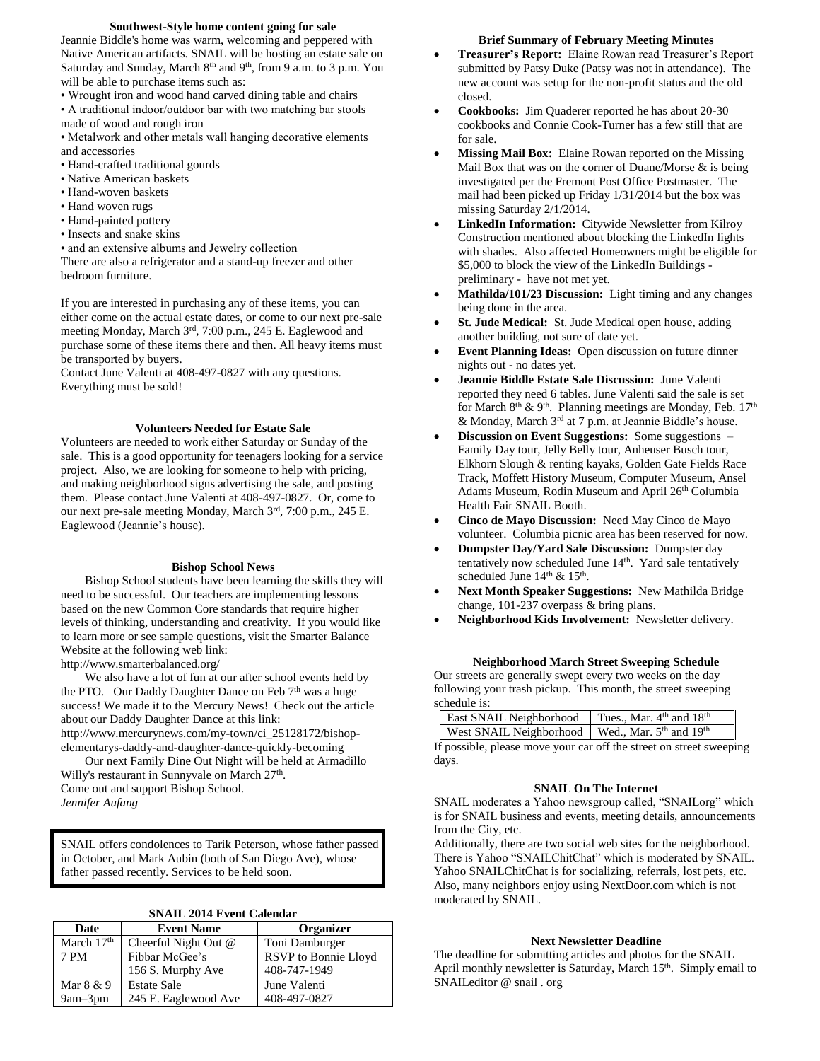### Southwest-Style home content going for sale

Jeannie Biddle's home was warm, welcoming and peppered with Native American artifacts. SNAIL will be hosting an estate sale on Saturday and Sunday, March 8th and 9th, from 9 a.m. to 3 p.m. You will be able to purchase items such as:

- Wrought iron and wood hand carved dining table and chairs
- A traditional indoor/outdoor bar with two matching bar stools made of wood and rough iron
- Metalwork and other metals wall hanging decorative elements and accessories
- Hand-crafted traditional gourds
- Native American baskets
- Hand-woven baskets
- Hand woven rugs
- Hand-painted pottery
- Insects and snake skins
- and an extensive albums and Jewelry collection

There are also a refrigerator and a stand-up freezer and other bedroom furniture.

If you are interested in purchasing any of these items, you can either come on the actual estate dates, or come to our next pre-sale meeting Monday, March 3rd, 7:00 p.m., 245 E. Eaglewood and purchase some of these items there and then. All heavy items must be transported by buyers.

Contact June Valenti at 408-497-0827 with any questions. Everything must be sold!

### Volunteers Needed for Estate Sale

Volunteers are needed to work either Saturday or Sunday of the sale. This is a good opportunity for teenagers looking for a service project. Also, we are looking for someone to help with pricing, and making neighborhood signs advertising the sale, and posting them. Please contact June Valenti at 408-497-0827. Or, come to our next pre-sale meeting Monday, March 3rd, 7:00 p.m., 245 E. Eaglewood (Jeannie's house).

### Bishop School News

Bishop School students have been learning the skills they will need to be successful. Our teachers are implementing lessons based on the new Common Core standards that require higher levels of thinking, understanding and creativity. If you would like to learn more or see sample questions, visit the Smarter Balance Website at the following web link:
http://www.smarterbalanced.org/

We also have a lot of fun at our after school events held by the PTO. Our Daddy Daughter Dance on Feb 7th was a huge success! We made it to the Mercury News! Check out the article about our Daddy Daughter Dance at this link:
http://www.mercurynews.com/my-town/ci_25128172/bishop-elementarys-daddy-and-daughter-dance-quickly-becoming

Our next Family Dine Out Night will be held at Armadillo Willy's restaurant in Sunnyvale on March 27th.

Come out and support Bishop School.

*Jennifer Aufang*

SNAIL offers condolences to Tarik Peterson, whose father passed in October, and Mark Aubin (both of San Diego Ave), whose father passed recently. Services to be held soon.

### SNAIL 2014 Event Calendar

| Date | Event Name | Organizer |
|---|---|---|
| March 17th 7 PM | Cheerful Night Out @ Fibbar McGee's 156 S. Murphy Ave | Toni Damburger RSVP to Bonnie Lloyd 408-747-1949 |
| Mar 8 & 9 9am–3pm | Estate Sale 245 E. Eaglewood Ave | June Valenti 408-497-0827 |

### Brief Summary of February Meeting Minutes

- **Treasurer's Report:** Elaine Rowan read Treasurer's Report submitted by Patsy Duke (Patsy was not in attendance). The new account was setup for the non-profit status and the old closed.
- **Cookbooks:** Jim Quaderer reported he has about 20-30 cookbooks and Connie Cook-Turner has a few still that are for sale.
- **Missing Mail Box:** Elaine Rowan reported on the Missing Mail Box that was on the corner of Duane/Morse & is being investigated per the Fremont Post Office Postmaster. The mail had been picked up Friday 1/31/2014 but the box was missing Saturday 2/1/2014.
- **LinkedIn Information:** Citywide Newsletter from Kilroy Construction mentioned about blocking the LinkedIn lights with shades. Also affected Homeowners might be eligible for $5,000 to block the view of the LinkedIn Buildings - preliminary - have not met yet.
- **Mathilda/101/23 Discussion:** Light timing and any changes being done in the area.
- **St. Jude Medical:** St. Jude Medical open house, adding another building, not sure of date yet.
- **Event Planning Ideas:** Open discussion on future dinner nights out - no dates yet.
- **Jeannie Biddle Estate Sale Discussion:** June Valenti reported they need 6 tables. June Valenti said the sale is set for March 8th & 9th. Planning meetings are Monday, Feb. 17th & Monday, March 3rd at 7 p.m. at Jeannie Biddle's house.
- **Discussion on Event Suggestions:** Some suggestions – Family Day tour, Jelly Belly tour, Anheuser Busch tour, Elkhorn Slough & renting kayaks, Golden Gate Fields Race Track, Moffett History Museum, Computer Museum, Ansel Adams Museum, Rodin Museum and April 26th Columbia Health Fair SNAIL Booth.
- **Cinco de Mayo Discussion:** Need May Cinco de Mayo volunteer. Columbia picnic area has been reserved for now.
- **Dumpster Day/Yard Sale Discussion:** Dumpster day tentatively now scheduled June 14th. Yard sale tentatively scheduled June 14th & 15th.
- **Next Month Speaker Suggestions:** New Mathilda Bridge change, 101-237 overpass & bring plans.
- **Neighborhood Kids Involvement:** Newsletter delivery.

### Neighborhood March Street Sweeping Schedule

Our streets are generally swept every two weeks on the day following your trash pickup. This month, the street sweeping schedule is:

| Neighborhood | Dates |
|---|---|
| East SNAIL Neighborhood | Tues., Mar. 4th and 18th |
| West SNAIL Neighborhood | Wed., Mar. 5th and 19th |

If possible, please move your car off the street on street sweeping days.

### SNAIL On The Internet

SNAIL moderates a Yahoo newsgroup called, "SNAILorg" which is for SNAIL business and events, meeting details, announcements from the City, etc.

Additionally, there are two social web sites for the neighborhood. There is Yahoo "SNAILChitChat" which is moderated by SNAIL. Yahoo SNAILChitChat is for socializing, referrals, lost pets, etc. Also, many neighbors enjoy using NextDoor.com which is not moderated by SNAIL.

### Next Newsletter Deadline

The deadline for submitting articles and photos for the SNAIL April monthly newsletter is Saturday, March 15th. Simply email to SNAILeditor @ snail . org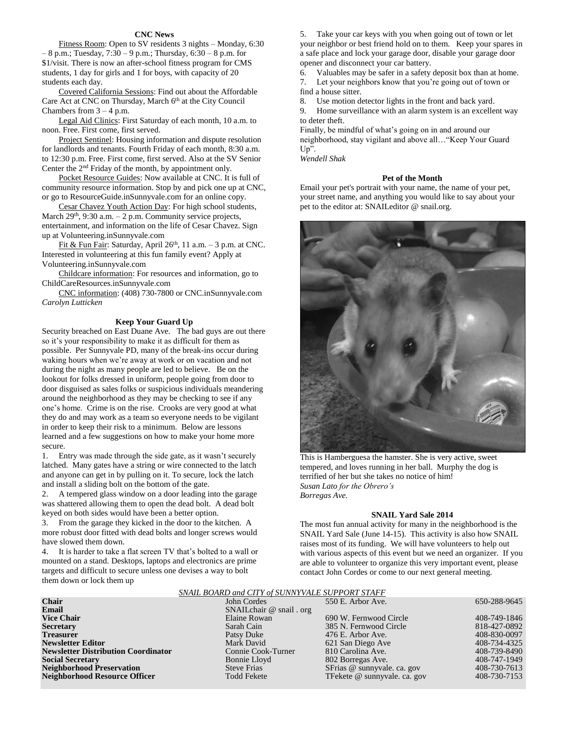### CNC News

Fitness Room: Open to SV residents 3 nights – Monday, 6:30 – 8 p.m.; Tuesday, 7:30 – 9 p.m.; Thursday, 6:30 – 8 p.m. for $1/visit. There is now an after-school fitness program for CMS students, 1 day for girls and 1 for boys, with capacity of 20 students each day.

Covered California Sessions: Find out about the Affordable Care Act at CNC on Thursday, March 6th at the City Council Chambers from 3 – 4 p.m.

Legal Aid Clinics: First Saturday of each month, 10 a.m. to noon. Free. First come, first served.

Project Sentinel: Housing information and dispute resolution for landlords and tenants. Fourth Friday of each month, 8:30 a.m. to 12:30 p.m. Free. First come, first served. Also at the SV Senior Center the 2nd Friday of the month, by appointment only.

Pocket Resource Guides: Now available at CNC. It is full of community resource information. Stop by and pick one up at CNC, or go to ResourceGuide.inSunnyvale.com for an online copy.

Cesar Chavez Youth Action Day: For high school students, March 29th, 9:30 a.m. – 2 p.m. Community service projects, entertainment, and information on the life of Cesar Chavez. Sign up at Volunteering.inSunnyvale.com

Fit & Fun Fair: Saturday, April 26th, 11 a.m. – 3 p.m. at CNC. Interested in volunteering at this fun family event? Apply at Volunteering.inSunnyvale.com

Childcare information: For resources and information, go to ChildCareResources.inSunnyvale.com

CNC information: (408) 730-7800 or CNC.inSunnyvale.com

*Carolyn Lutticken*

### Keep Your Guard Up

Security breached on East Duane Ave. The bad guys are out there so it's your responsibility to make it as difficult for them as possible. Per Sunnyvale PD, many of the break-ins occur during waking hours when we're away at work or on vacation and not during the night as many people are led to believe. Be on the lookout for folks dressed in uniform, people going from door to door disguised as sales folks or suspicious individuals meandering around the neighborhood as they may be checking to see if any one's home. Crime is on the rise. Crooks are very good at what they do and may work as a team so everyone needs to be vigilant in order to keep their risk to a minimum. Below are lessons learned and a few suggestions on how to make your home more secure.

1. Entry was made through the side gate, as it wasn't securely latched. Many gates have a string or wire connected to the latch and anyone can get in by pulling on it. To secure, lock the latch and install a sliding bolt on the bottom of the gate.
2. A tempered glass window on a door leading into the garage was shattered allowing them to open the dead bolt. A dead bolt keyed on both sides would have been a better option.
3. From the garage they kicked in the door to the kitchen. A more robust door fitted with dead bolts and longer screws would have slowed them down.
4. It is harder to take a flat screen TV that's bolted to a wall or mounted on a stand. Desktops, laptops and electronics are prime targets and difficult to secure unless one devises a way to bolt them down or lock them up
5. Take your car keys with you when going out of town or let your neighbor or best friend hold on to them. Keep your spares in a safe place and lock your garage door, disable your garage door opener and disconnect your car battery.
6. Valuables may be safer in a safety deposit box than at home.
7. Let your neighbors know that you're going out of town or find a house sitter.
8. Use motion detector lights in the front and back yard.
9. Home surveillance with an alarm system is an excellent way to deter theft.

Finally, be mindful of what's going on in and around our neighborhood, stay vigilant and above all…"Keep Your Guard Up".

*Wendell Shak*

### Pet of the Month

Email your pet's portrait with your name, the name of your pet, your street name, and anything you would like to say about your pet to the editor at: SNAILeditor @ snail.org.

This is Hamberguesa the hamster. She is very active, sweet tempered, and loves running in her ball. Murphy the dog is terrified of her but she takes no notice of him!

*Susan Lato for the Obrero's*
*Borregas Ave.*

### SNAIL Yard Sale 2014

The most fun annual activity for many in the neighborhood is the SNAIL Yard Sale (June 14-15). This activity is also how SNAIL raises most of its funding. We will have volunteers to help out with various aspects of this event but we need an organizer. If you are able to volunteer to organize this very important event, please contact John Cordes or come to our next general meeting.

*SNAIL BOARD and CITY of SUNNYVALE SUPPORT STAFF*

| | | | |
|---|---|---|---|
| **Chair** | John Cordes | 550 E. Arbor Ave. | 650-288-9645 |
| **Email** | SNAILchair @ snail . org | | |
| **Vice Chair** | Elaine Rowan | 690 W. Fernwood Circle | 408-749-1846 |
| **Secretary** | Sarah Cain | 385 N. Fernwood Circle | 818-427-0892 |
| **Treasurer** | Patsy Duke | 476 E. Arbor Ave. | 408-830-0097 |
| **Newsletter Editor** | Mark David | 621 San Diego Ave | 408-734-4325 |
| **Newsletter Distribution Coordinator** | Connie Cook-Turner | 810 Carolina Ave. | 408-739-8490 |
| **Social Secretary** | Bonnie Lloyd | 802 Borregas Ave. | 408-747-1949 |
| **Neighborhood Preservation** | Steve Frias | SFrias @ sunnyvale. ca. gov | 408-730-7613 |
| **Neighborhood Resource Officer** | Todd Fekete | TFekete @ sunnyvale. ca. gov | 408-730-7153 |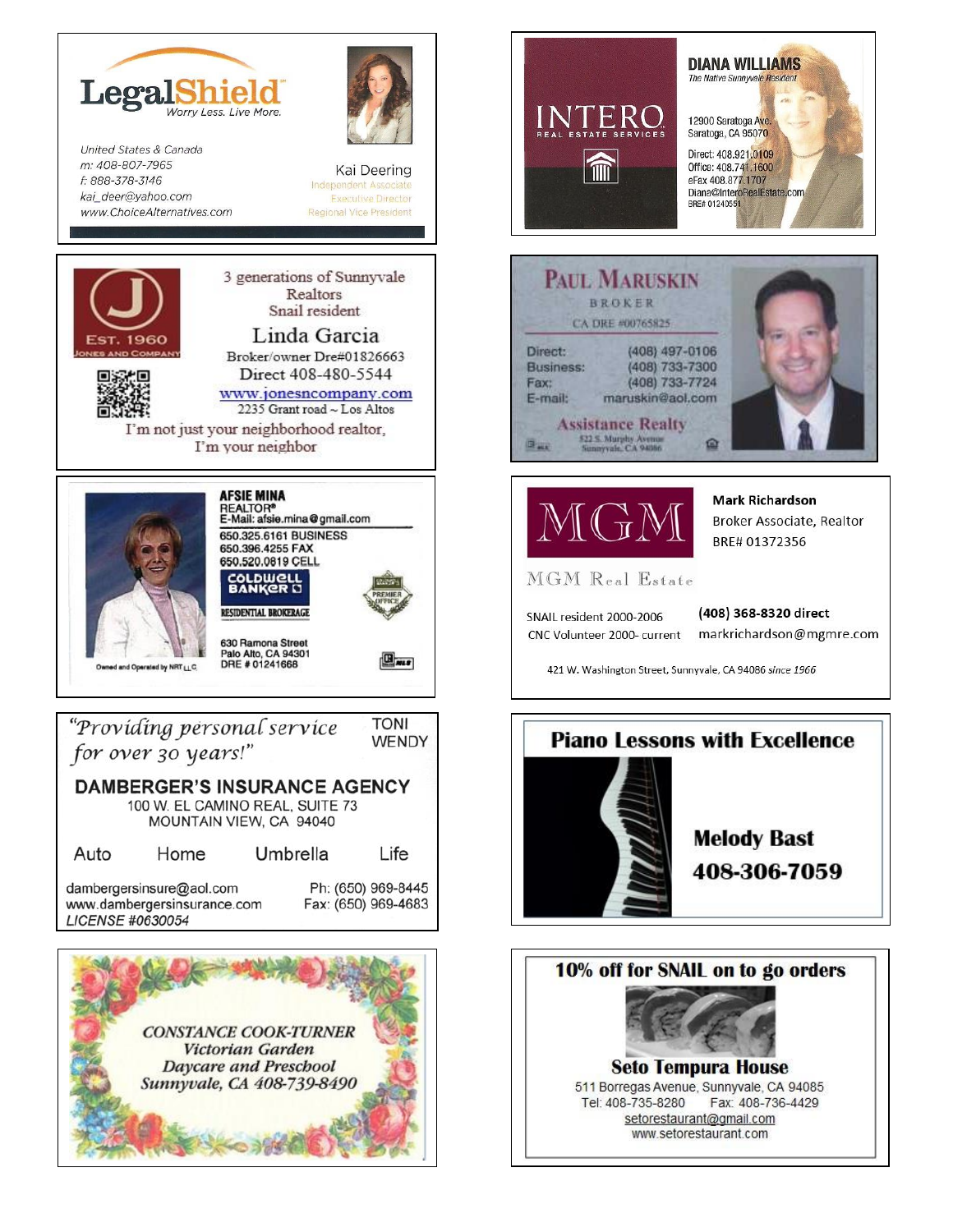**LegalShield**
*Worry Less. Live More.*

United States & Canada
m: 408-807-7965
f: 888-378-3146
kai_deer@yahoo.com
www.ChoiceAlternatives.com

Kai Deering
Independent Associate
Executive Director
Regional Vice President

---

**INTERO**
REAL ESTATE SERVICES

**DIANA WILLIAMS**
*The Native Sunnyvale Resident*

12900 Saratoga Ave.
Saratoga, CA 95070

Direct: 408.921.0109
Office: 408.741.1600
eFax 408.877.1707
Diana@InteroRealEstate.com
BRE# 01240551

---

EST. 1960
JONES AND COMPANY

3 generations of Sunnyvale Realtors
Snail resident

Linda Garcia
Broker/owner Dre#01826663
Direct 408-480-5544
www.jonesncompany.com
2235 Grant road ~ Los Altos

I'm not just your neighborhood realtor,
I'm your neighbor

---

**PAUL MARUSKIN**
BROKER
CA DRE #00765825

Direct: (408) 497-0106
Business: (408) 733-7300
Fax: (408) 733-7724
E-mail: maruskin@aol.com

Assistance Realty
522 S. Murphy Avenue
Sunnyvale, CA 94086

---

**AFSIE MINA**
REALTOR®
E-Mail: afsie.mina@gmail.com
650.325.6161 BUSINESS
650.396.4255 FAX
650.520.0819 CELL

COLDWELL BANKER
RESIDENTIAL BROKERAGE
PREMIER OFFICE

630 Ramona Street
Palo Alto, CA 94301
DRE # 01241668

Owned and Operated by NRT LLC

---

MGM
MGM Real Estate

**Mark Richardson**
Broker Associate, Realtor
BRE# 01372356

SNAIL resident 2000-2006
CNC Volunteer 2000- current

**(408) 368-8320 direct**
markrichardson@mgmre.com

421 W. Washington Street, Sunnyvale, CA 94086 *since 1966*

---

*"Providing personal service for over 30 years!"*

TONI
WENDY

**DAMBERGER'S INSURANCE AGENCY**
100 W. EL CAMINO REAL, SUITE 73
MOUNTAIN VIEW, CA 94040

Auto Home Umbrella Life

dambergersinsure@aol.com
www.dambergersinsurance.com
*LICENSE #0630054*

Ph: (650) 969-8445
Fax: (650) 969-4683

---

**Piano Lessons with Excellence**

**Melody Bast**
**408-306-7059**

---

*CONSTANCE COOK-TURNER*
*Victorian Garden*
*Daycare and Preschool*
*Sunnyvale, CA 408-739-8490*

---

**10% off for SNAIL on to go orders**

**Seto Tempura House**
511 Borregas Avenue, Sunnyvale, CA 94085
Tel: 408-735-8280 Fax: 408-736-4429
setorestaurant@gmail.com
www.setorestaurant.com